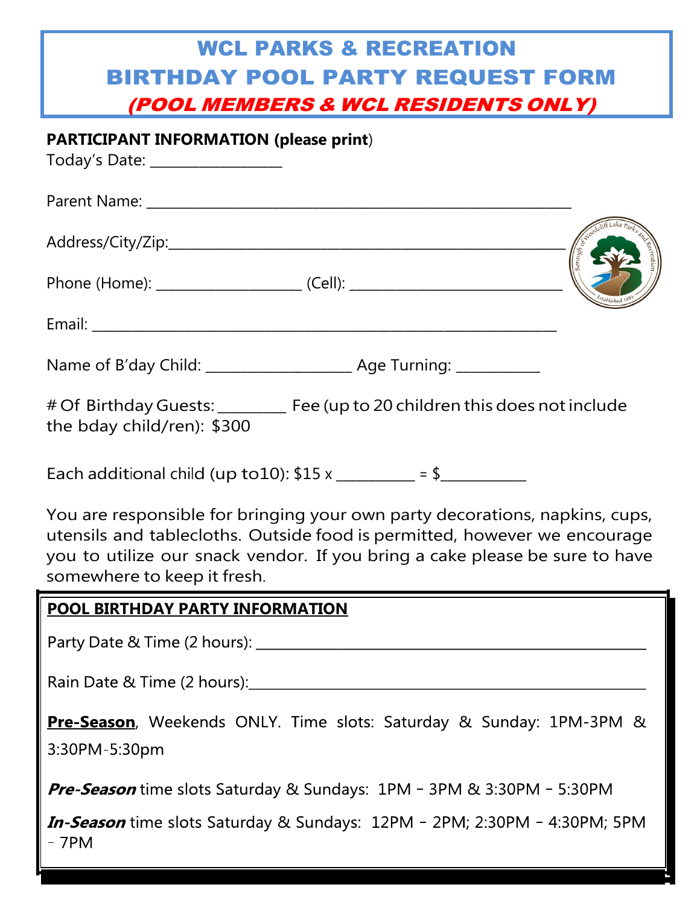# WCL PARKS & RECREATION
# BIRTHDAY POOL PARTY REQUEST FORM
## *(POOL MEMBERS & WCL RESIDENTS ONLY)*

**PARTICIPANT INFORMATION (please print)**

Today's Date: _________________

Parent Name: ___________________________________________________________

Address/City/Zip:________________________________________________________

Phone (Home): ____________________ (Cell): _____________________________

Email: _________________________________________________________________

Name of B'day Child: ___________________ Age Turning: ___________

# Of Birthday Guests: _________ Fee (up to 20 children this does not include the bday child/ren): $300

Each additional child (up to10): $15 x __________ = $___________

You are responsible for bringing your own party decorations, napkins, cups, utensils and tablecloths. Outside food is permitted, however we encourage you to utilize our snack vendor. If you bring a cake please be sure to have somewhere to keep it fresh.

**POOL BIRTHDAY PARTY INFORMATION**

Party Date & Time (2 hours): ___________________________________________________

Rain Date & Time (2 hours):____________________________________________________

**Pre-Season**, Weekends ONLY. Time slots: Saturday & Sunday: 1PM-3PM & 3:30PM-5:30pm

***Pre-Season*** time slots Saturday & Sundays: 1PM – 3PM & 3:30PM – 5:30PM

***In-Season*** time slots Saturday & Sundays: 12PM – 2PM; 2:30PM – 4:30PM; 5PM – 7PM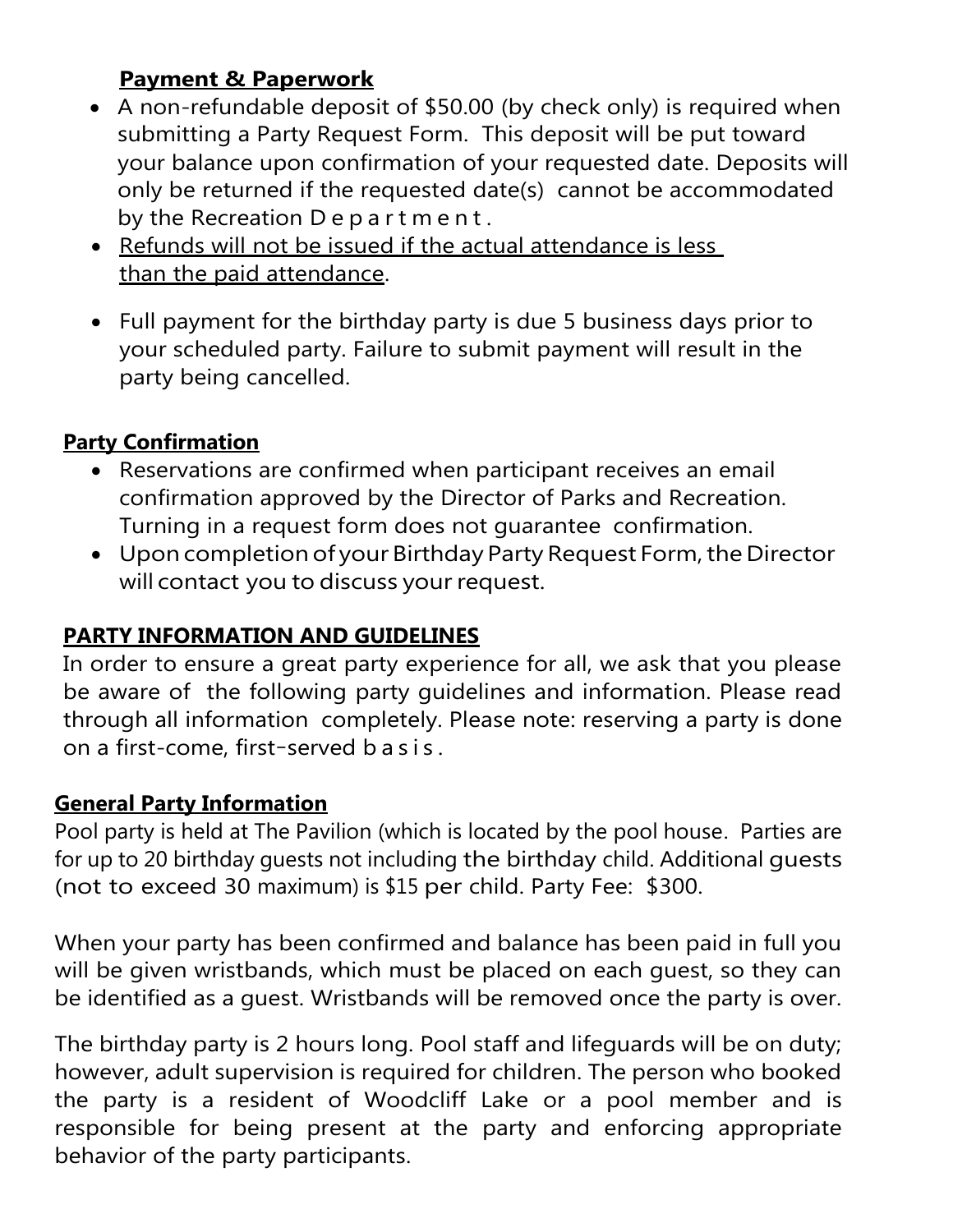**Payment & Paperwork**

- A non-refundable deposit of $50.00 (by check only) is required when submitting a Party Request Form. This deposit will be put toward your balance upon confirmation of your requested date. Deposits will only be returned if the requested date(s) cannot be accommodated by the Recreation Department.
- Refunds will not be issued if the actual attendance is less than the paid attendance.
- Full payment for the birthday party is due 5 business days prior to your scheduled party. Failure to submit payment will result in the party being cancelled.

**Party Confirmation**

- Reservations are confirmed when participant receives an email confirmation approved by the Director of Parks and Recreation. Turning in a request form does not guarantee confirmation.
- Upon completion of your Birthday Party Request Form, the Director will contact you to discuss your request.

**PARTY INFORMATION AND GUIDELINES**

In order to ensure a great party experience for all, we ask that you please be aware of the following party guidelines and information. Please read through all information completely. Please note: reserving a party is done on a first-come, first-served basis.

**General Party Information**

Pool party is held at The Pavilion (which is located by the pool house. Parties are for up to 20 birthday guests not including the birthday child. Additional guests (not to exceed 30 maximum) is $15 per child. Party Fee: $300.

When your party has been confirmed and balance has been paid in full you will be given wristbands, which must be placed on each guest, so they can be identified as a guest. Wristbands will be removed once the party is over.

The birthday party is 2 hours long. Pool staff and lifeguards will be on duty; however, adult supervision is required for children. The person who booked the party is a resident of Woodcliff Lake or a pool member and is responsible for being present at the party and enforcing appropriate behavior of the party participants.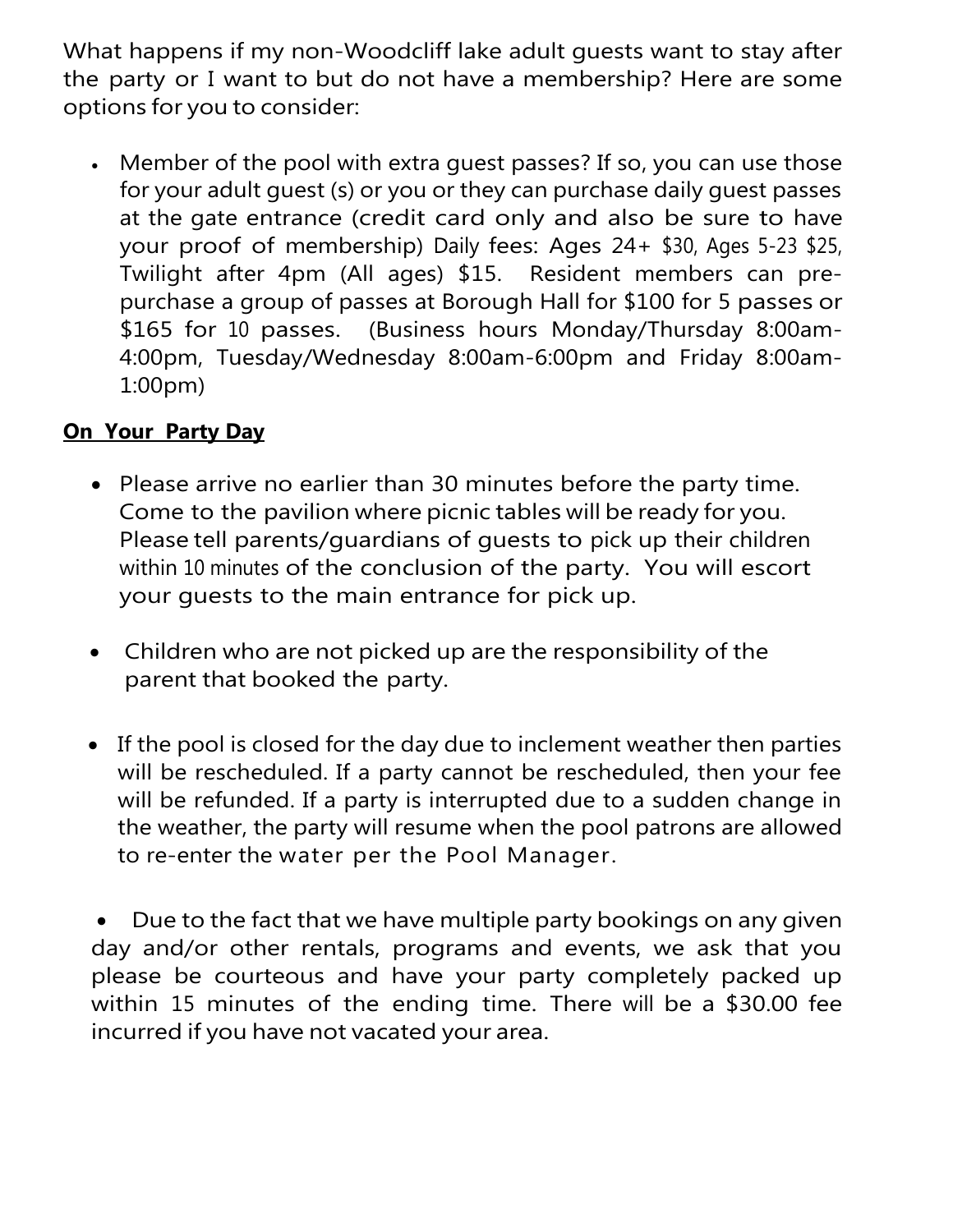What happens if my non-Woodcliff lake adult guests want to stay after the party or I want to but do not have a membership? Here are some options for you to consider:

- Member of the pool with extra guest passes? If so, you can use those for your adult guest (s) or you or they can purchase daily guest passes at the gate entrance (credit card only and also be sure to have your proof of membership) Daily fees: Ages 24+ $30, Ages 5-23 $25, Twilight after 4pm (All ages) $15. Resident members can pre-purchase a group of passes at Borough Hall for $100 for 5 passes or $165 for 10 passes. (Business hours Monday/Thursday 8:00am-4:00pm, Tuesday/Wednesday 8:00am-6:00pm and Friday 8:00am-1:00pm)

**On Your Party Day**

- Please arrive no earlier than 30 minutes before the party time. Come to the pavilion where picnic tables will be ready for you. Please tell parents/guardians of guests to pick up their children within 10 minutes of the conclusion of the party. You will escort your guests to the main entrance for pick up.

- Children who are not picked up are the responsibility of the parent that booked the party.

- If the pool is closed for the day due to inclement weather then parties will be rescheduled. If a party cannot be rescheduled, then your fee will be refunded. If a party is interrupted due to a sudden change in the weather, the party will resume when the pool patrons are allowed to re-enter the water per the Pool Manager.

- Due to the fact that we have multiple party bookings on any given day and/or other rentals, programs and events, we ask that you please be courteous and have your party completely packed up within 15 minutes of the ending time. There will be a $30.00 fee incurred if you have not vacated your area.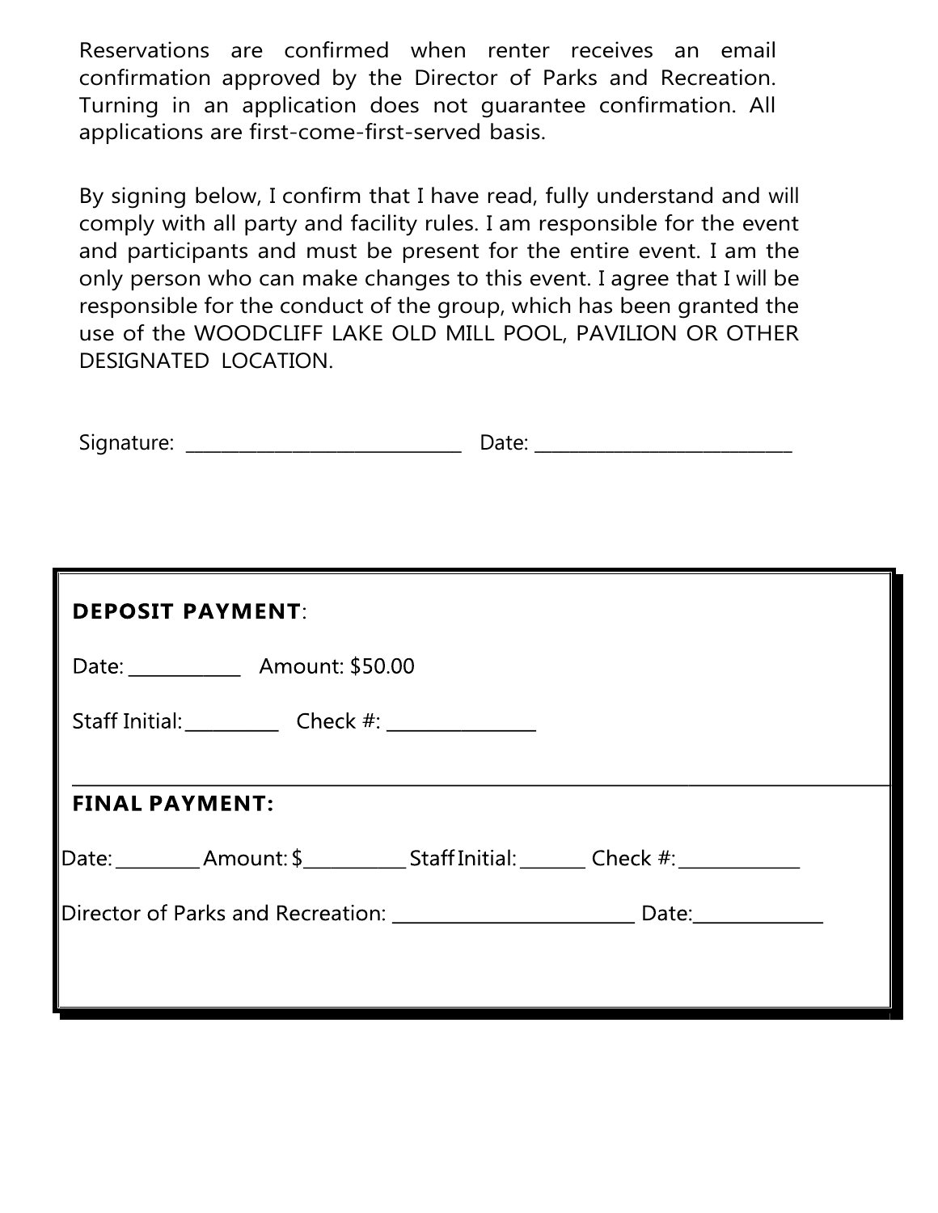Reservations are confirmed when renter receives an email confirmation approved by the Director of Parks and Recreation. Turning in an application does not guarantee confirmation. All applications are first-come-first-served basis.

By signing below, I confirm that I have read, fully understand and will comply with all party and facility rules. I am responsible for the event and participants and must be present for the entire event. I am the only person who can make changes to this event. I agree that I will be responsible for the conduct of the group, which has been granted the use of the WOODCLIFF LAKE OLD MILL POOL, PAVILION OR OTHER DESIGNATED LOCATION.

Signature: _______________________________ Date: ____________________________

---

**DEPOSIT PAYMENT**:

Date: ___________ Amount: $50.00

Staff Initial:_________ Check #: _______________

---

**FINAL PAYMENT:**

Date:_________ Amount: $__________ Staff Initial: _______ Check #:_____________

Director of Parks and Recreation: _________________________ Date:_____________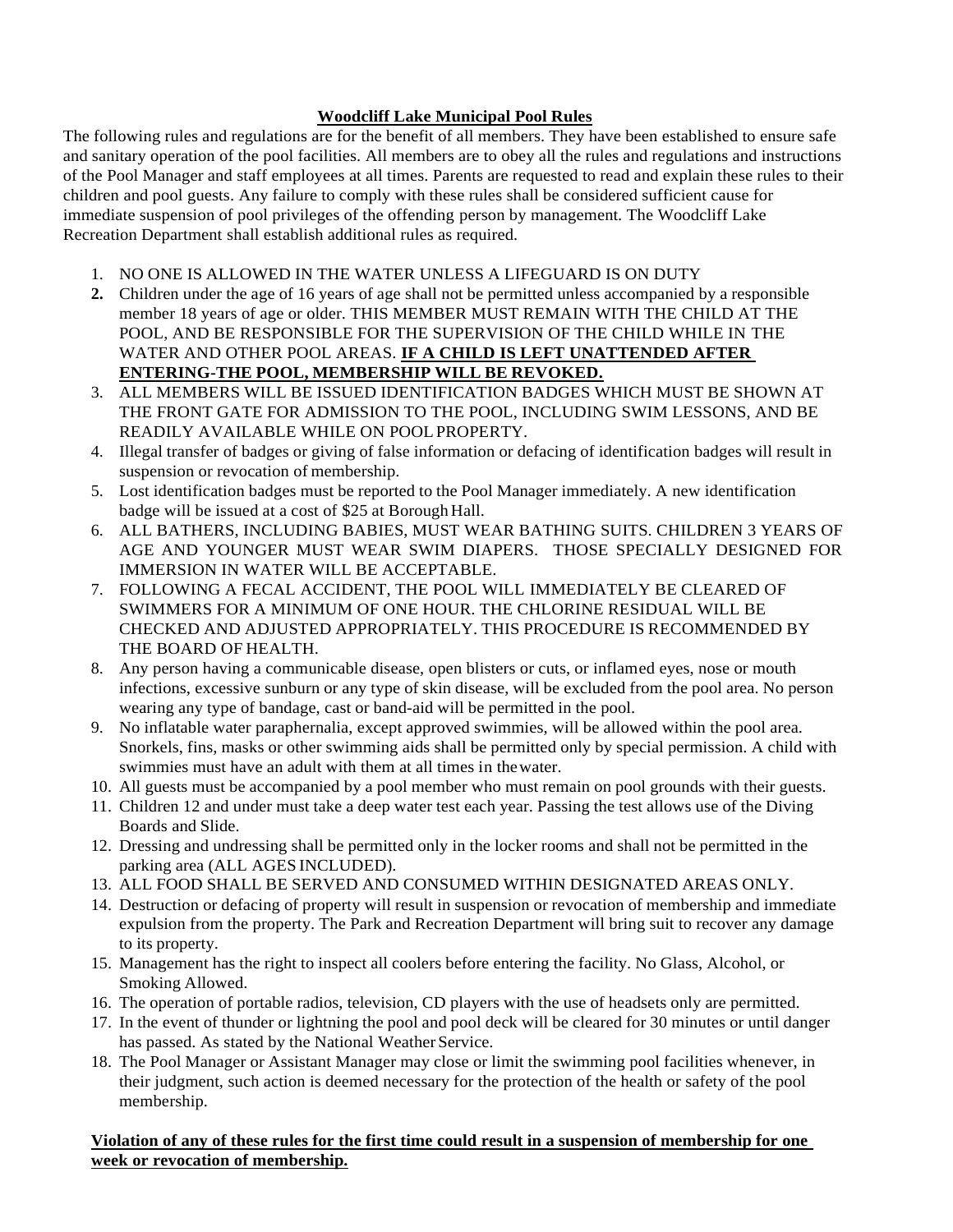**Woodcliff Lake Municipal Pool Rules**

The following rules and regulations are for the benefit of all members. They have been established to ensure safe and sanitary operation of the pool facilities. All members are to obey all the rules and regulations and instructions of the Pool Manager and staff employees at all times. Parents are requested to read and explain these rules to their children and pool guests. Any failure to comply with these rules shall be considered sufficient cause for immediate suspension of pool privileges of the offending person by management. The Woodcliff Lake Recreation Department shall establish additional rules as required.

1. NO ONE IS ALLOWED IN THE WATER UNLESS A LIFEGUARD IS ON DUTY
2. Children under the age of 16 years of age shall not be permitted unless accompanied by a responsible member 18 years of age or older. THIS MEMBER MUST REMAIN WITH THE CHILD AT THE POOL, AND BE RESPONSIBLE FOR THE SUPERVISION OF THE CHILD WHILE IN THE WATER AND OTHER POOL AREAS. **IF A CHILD IS LEFT UNATTENDED AFTER ENTERING-THE POOL, MEMBERSHIP WILL BE REVOKED.**
3. ALL MEMBERS WILL BE ISSUED IDENTIFICATION BADGES WHICH MUST BE SHOWN AT THE FRONT GATE FOR ADMISSION TO THE POOL, INCLUDING SWIM LESSONS, AND BE READILY AVAILABLE WHILE ON POOL PROPERTY.
4. Illegal transfer of badges or giving of false information or defacing of identification badges will result in suspension or revocation of membership.
5. Lost identification badges must be reported to the Pool Manager immediately. A new identification badge will be issued at a cost of $25 at Borough Hall.
6. ALL BATHERS, INCLUDING BABIES, MUST WEAR BATHING SUITS. CHILDREN 3 YEARS OF AGE AND YOUNGER MUST WEAR SWIM DIAPERS. THOSE SPECIALLY DESIGNED FOR IMMERSION IN WATER WILL BE ACCEPTABLE.
7. FOLLOWING A FECAL ACCIDENT, THE POOL WILL IMMEDIATELY BE CLEARED OF SWIMMERS FOR A MINIMUM OF ONE HOUR. THE CHLORINE RESIDUAL WILL BE CHECKED AND ADJUSTED APPROPRIATELY. THIS PROCEDURE IS RECOMMENDED BY THE BOARD OF HEALTH.
8. Any person having a communicable disease, open blisters or cuts, or inflamed eyes, nose or mouth infections, excessive sunburn or any type of skin disease, will be excluded from the pool area. No person wearing any type of bandage, cast or band-aid will be permitted in the pool.
9. No inflatable water paraphernalia, except approved swimmies, will be allowed within the pool area. Snorkels, fins, masks or other swimming aids shall be permitted only by special permission. A child with swimmies must have an adult with them at all times in the water.
10. All guests must be accompanied by a pool member who must remain on pool grounds with their guests.
11. Children 12 and under must take a deep water test each year. Passing the test allows use of the Diving Boards and Slide.
12. Dressing and undressing shall be permitted only in the locker rooms and shall not be permitted in the parking area (ALL AGES INCLUDED).
13. ALL FOOD SHALL BE SERVED AND CONSUMED WITHIN DESIGNATED AREAS ONLY.
14. Destruction or defacing of property will result in suspension or revocation of membership and immediate expulsion from the property. The Park and Recreation Department will bring suit to recover any damage to its property.
15. Management has the right to inspect all coolers before entering the facility. No Glass, Alcohol, or Smoking Allowed.
16. The operation of portable radios, television, CD players with the use of headsets only are permitted.
17. In the event of thunder or lightning the pool and pool deck will be cleared for 30 minutes or until danger has passed. As stated by the National Weather Service.
18. The Pool Manager or Assistant Manager may close or limit the swimming pool facilities whenever, in their judgment, such action is deemed necessary for the protection of the health or safety of the pool membership.

**Violation of any of these rules for the first time could result in a suspension of membership for one week or revocation of membership.**